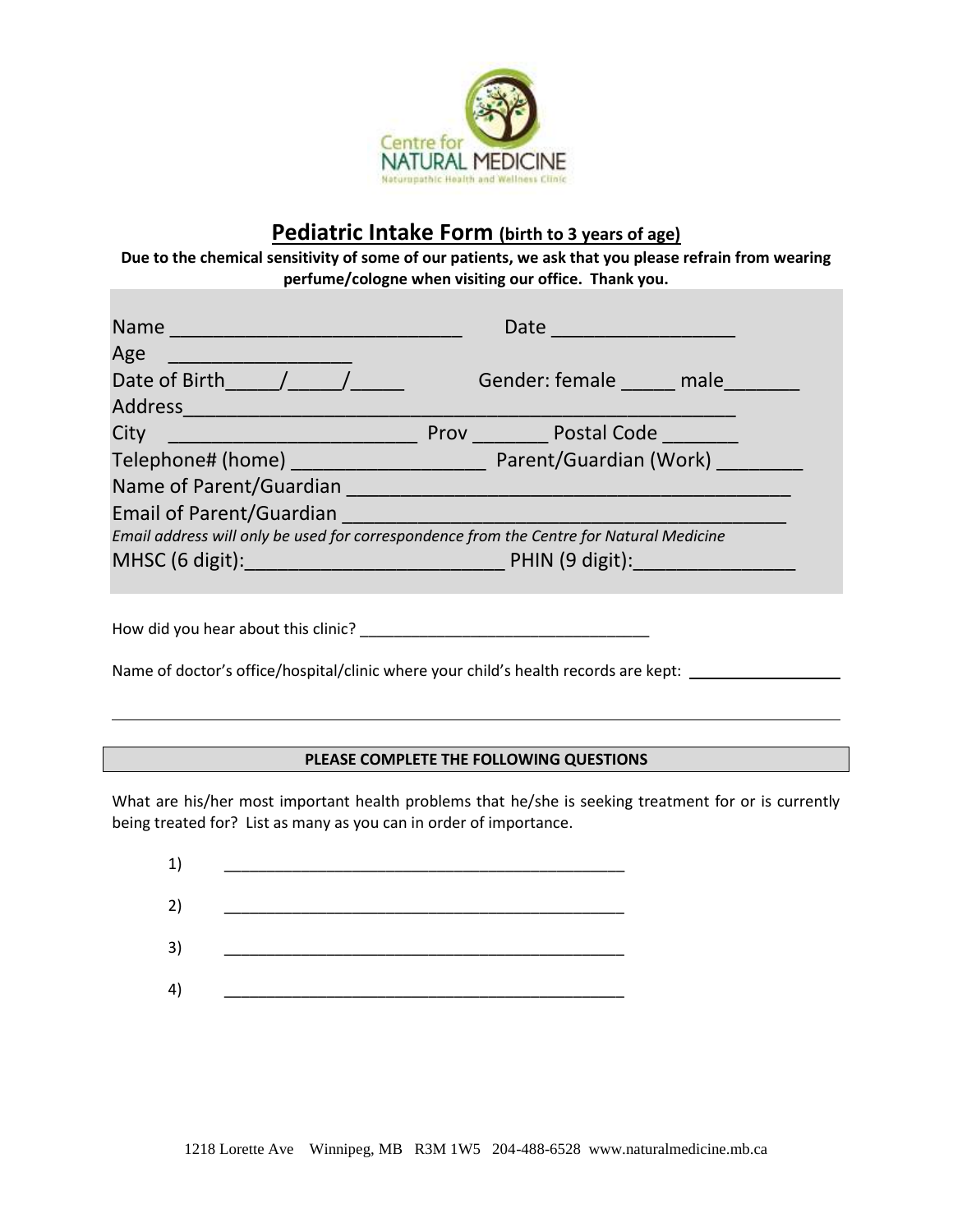Centre for NATURAL MEDICINE
Naturopathic Health and Wellness Clinic

# Pediatric Intake Form (birth to 3 years of age)

**Due to the chemical sensitivity of some of our patients, we ask that you please refrain from wearing perfume/cologne when visiting our office. Thank you.**

Name ___________________________ Date _________________

Age _________________

Date of Birth_____/_____/_____ Gender: female _____ male_______

Address_______________________________________________________

City _______________________ Prov _______ Postal Code _______

Telephone# (home) _________________ Parent/Guardian (Work) ________

Name of Parent/Guardian __________________________________________

Email of Parent/Guardian __________________________________________

*Email address will only be used for correspondence from the Centre for Natural Medicine*

MHSC (6 digit):________________________ PHIN (9 digit):_______________

How did you hear about this clinic? __________________________________

Name of doctor's office/hospital/clinic where your child's health records are kept: __________________

______________________________________________________________________________

**PLEASE COMPLETE THE FOLLOWING QUESTIONS**

What are his/her most important health problems that he/she is seeking treatment for or is currently being treated for? List as many as you can in order of importance.

1) _______________________________________________

2) _______________________________________________

3) _______________________________________________

4) _______________________________________________

1218 Lorette Ave Winnipeg, MB R3M 1W5 204-488-6528 www.naturalmedicine.mb.ca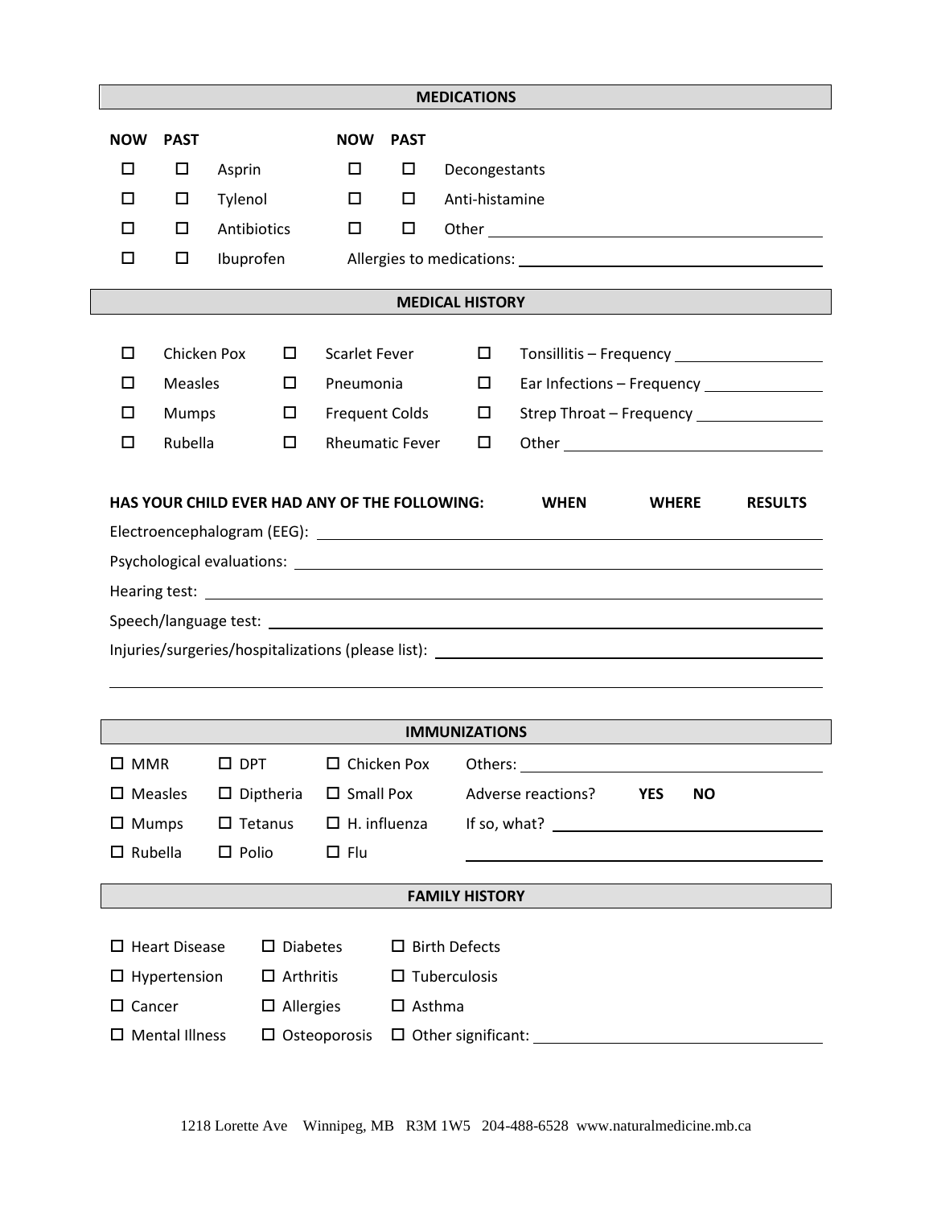## MEDICATIONS

| NOW | PAST | | NOW | PAST | |
|---|---|---|---|---|---|
| ☐ | ☐ | Asprin | ☐ | ☐ | Decongestants |
| ☐ | ☐ | Tylenol | ☐ | ☐ | Anti-histamine |
| ☐ | ☐ | Antibiotics | ☐ | ☐ | Other ______________________ |
| ☐ | ☐ | Ibuprofen | | | Allergies to medications: ______________________ |

## MEDICAL HISTORY

| | | | | | |
|---|---|---|---|---|---|
| ☐ | Chicken Pox | ☐ | Scarlet Fever | ☐ | Tonsillitis – Frequency ____________ |
| ☐ | Measles | ☐ | Pneumonia | ☐ | Ear Infections – Frequency ____________ |
| ☐ | Mumps | ☐ | Frequent Colds | ☐ | Strep Throat – Frequency ____________ |
| ☐ | Rubella | ☐ | Rheumatic Fever | ☐ | Other ____________ |

**HAS YOUR CHILD EVER HAD ANY OF THE FOLLOWING:** **WHEN** **WHERE** **RESULTS**

Electroencephalogram (EEG): ______________________

Psychological evaluations: ______________________

Hearing test: ______________________

Speech/language test: ______________________

Injuries/surgeries/hospitalizations (please list): ______________________

______________________

## IMMUNIZATIONS

| | | | |
|---|---|---|---|
| ☐ MMR | ☐ DPT | ☐ Chicken Pox | Others: ______________________ |
| ☐ Measles | ☐ Diptheria | ☐ Small Pox | Adverse reactions? **YES** **NO** |
| ☐ Mumps | ☐ Tetanus | ☐ H. influenza | If so, what? ______________________ |
| ☐ Rubella | ☐ Polio | ☐ Flu | ______________________ |

## FAMILY HISTORY

| | | |
|---|---|---|
| ☐ Heart Disease | ☐ Diabetes | ☐ Birth Defects |
| ☐ Hypertension | ☐ Arthritis | ☐ Tuberculosis |
| ☐ Cancer | ☐ Allergies | ☐ Asthma |
| ☐ Mental Illness | ☐ Osteoporosis | ☐ Other significant: ______________________ |

1218 Lorette Ave Winnipeg, MB R3M 1W5 204-488-6528 www.naturalmedicine.mb.ca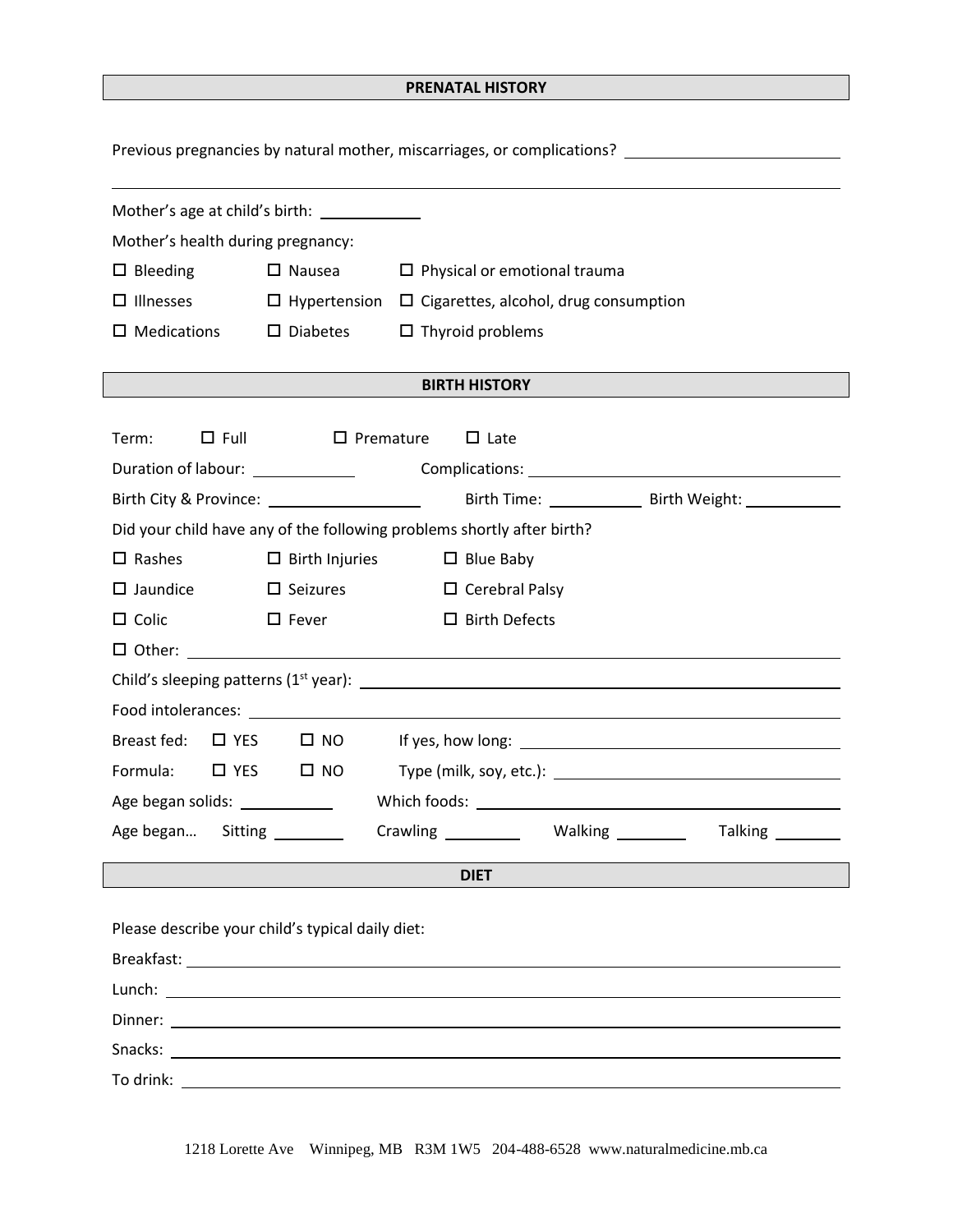## PRENATAL HISTORY

Previous pregnancies by natural mother, miscarriages, or complications? \_\_\_\_\_\_\_\_\_\_\_\_\_\_\_\_\_\_\_\_\_\_\_\_

Mother's age at child's birth: \_\_\_\_\_\_\_\_\_\_\_\_

Mother's health during pregnancy:

- ☐ Bleeding
- ☐ Nausea
- ☐ Physical or emotional trauma
- ☐ Illnesses
- ☐ Hypertension
- ☐ Cigarettes, alcohol, drug consumption
- ☐ Medications
- ☐ Diabetes
- ☐ Thyroid problems

## BIRTH HISTORY

Term: ☐ Full ☐ Premature ☐ Late

Duration of labour: \_\_\_\_\_\_\_\_\_\_\_\_ Complications: \_\_\_\_\_\_\_\_\_\_\_\_\_\_\_\_\_\_\_\_\_\_\_\_

Birth City & Province: \_\_\_\_\_\_\_\_\_\_\_\_\_\_\_\_\_\_ Birth Time: \_\_\_\_\_\_\_\_\_\_\_\_ Birth Weight: \_\_\_\_\_\_\_\_\_\_\_\_

Did your child have any of the following problems shortly after birth?

- ☐ Rashes
- ☐ Birth Injuries
- ☐ Blue Baby
- ☐ Jaundice
- ☐ Seizures
- ☐ Cerebral Palsy
- ☐ Colic
- ☐ Fever
- ☐ Birth Defects
- ☐ Other: \_\_\_\_\_\_\_\_\_\_\_\_\_\_\_\_\_\_\_\_\_\_\_\_

Child's sleeping patterns (1st year): \_\_\_\_\_\_\_\_\_\_\_\_\_\_\_\_\_\_\_\_\_\_\_\_

Food intolerances: \_\_\_\_\_\_\_\_\_\_\_\_\_\_\_\_\_\_\_\_\_\_\_\_

Breast fed: ☐ YES ☐ NO If yes, how long: \_\_\_\_\_\_\_\_\_\_\_\_\_\_\_\_\_\_\_\_\_\_\_\_

Formula: ☐ YES ☐ NO Type (milk, soy, etc.): \_\_\_\_\_\_\_\_\_\_\_\_\_\_\_\_\_\_\_\_\_\_\_\_

Age began solids: \_\_\_\_\_\_\_\_\_\_\_\_ Which foods: \_\_\_\_\_\_\_\_\_\_\_\_\_\_\_\_\_\_\_\_\_\_\_\_

Age began… Sitting \_\_\_\_\_\_\_\_ Crawling \_\_\_\_\_\_\_\_ Walking \_\_\_\_\_\_\_\_ Talking \_\_\_\_\_\_\_\_

## DIET

Please describe your child's typical daily diet:

Breakfast: \_\_\_\_\_\_\_\_\_\_\_\_\_\_\_\_\_\_\_\_\_\_\_\_

Lunch: \_\_\_\_\_\_\_\_\_\_\_\_\_\_\_\_\_\_\_\_\_\_\_\_

Dinner: \_\_\_\_\_\_\_\_\_\_\_\_\_\_\_\_\_\_\_\_\_\_\_\_

Snacks: \_\_\_\_\_\_\_\_\_\_\_\_\_\_\_\_\_\_\_\_\_\_\_\_

To drink: \_\_\_\_\_\_\_\_\_\_\_\_\_\_\_\_\_\_\_\_\_\_\_\_

1218 Lorette Ave Winnipeg, MB R3M 1W5 204-488-6528 www.naturalmedicine.mb.ca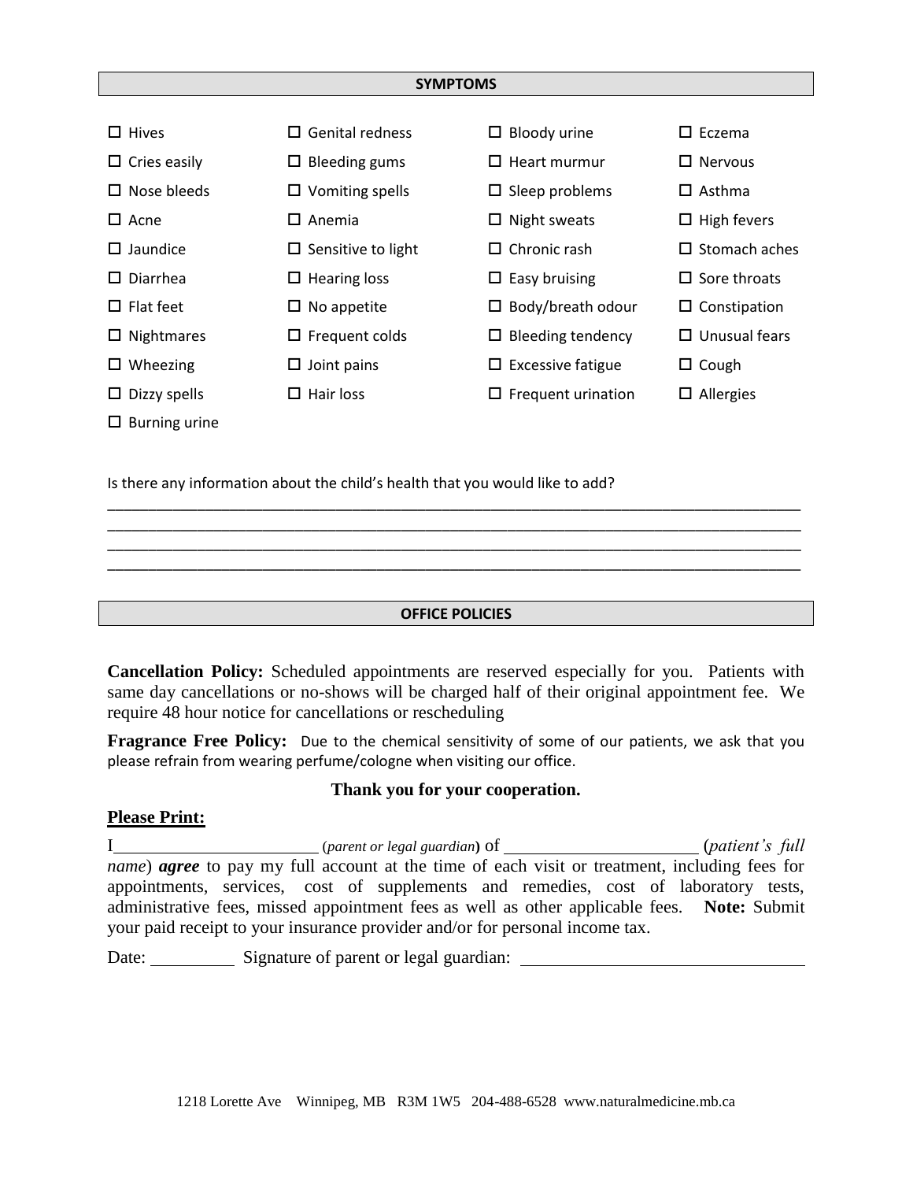## SYMPTOMS

| | | | |
|---|---|---|---|
| ☐ Hives | ☐ Genital redness | ☐ Bloody urine | ☐ Eczema |
| ☐ Cries easily | ☐ Bleeding gums | ☐ Heart murmur | ☐ Nervous |
| ☐ Nose bleeds | ☐ Vomiting spells | ☐ Sleep problems | ☐ Asthma |
| ☐ Acne | ☐ Anemia | ☐ Night sweats | ☐ High fevers |
| ☐ Jaundice | ☐ Sensitive to light | ☐ Chronic rash | ☐ Stomach aches |
| ☐ Diarrhea | ☐ Hearing loss | ☐ Easy bruising | ☐ Sore throats |
| ☐ Flat feet | ☐ No appetite | ☐ Body/breath odour | ☐ Constipation |
| ☐ Nightmares | ☐ Frequent colds | ☐ Bleeding tendency | ☐ Unusual fears |
| ☐ Wheezing | ☐ Joint pains | ☐ Excessive fatigue | ☐ Cough |
| ☐ Dizzy spells | ☐ Hair loss | ☐ Frequent urination | ☐ Allergies |
| ☐ Burning urine | | | |

Is there any information about the child's health that you would like to add?

_______________________________________________________________________________________
_______________________________________________________________________________________
_______________________________________________________________________________________
_______________________________________________________________________________________

## OFFICE POLICIES

**Cancellation Policy:** Scheduled appointments are reserved especially for you. Patients with same day cancellations or no-shows will be charged half of their original appointment fee. We require 48 hour notice for cancellations or rescheduling

**Fragrance Free Policy:** Due to the chemical sensitivity of some of our patients, we ask that you please refrain from wearing perfume/cologne when visiting our office.

**Thank you for your cooperation.**

**Please Print:**

I________________________ (*parent or legal guardian*) of ______________________ (*patient's full name*) ***agree*** to pay my full account at the time of each visit or treatment, including fees for appointments, services, cost of supplements and remedies, cost of laboratory tests, administrative fees, missed appointment fees as well as other applicable fees. **Note:** Submit your paid receipt to your insurance provider and/or for personal income tax.

Date: __________ Signature of parent or legal guardian: ________________________________

1218 Lorette Ave Winnipeg, MB R3M 1W5 204-488-6528 www.naturalmedicine.mb.ca